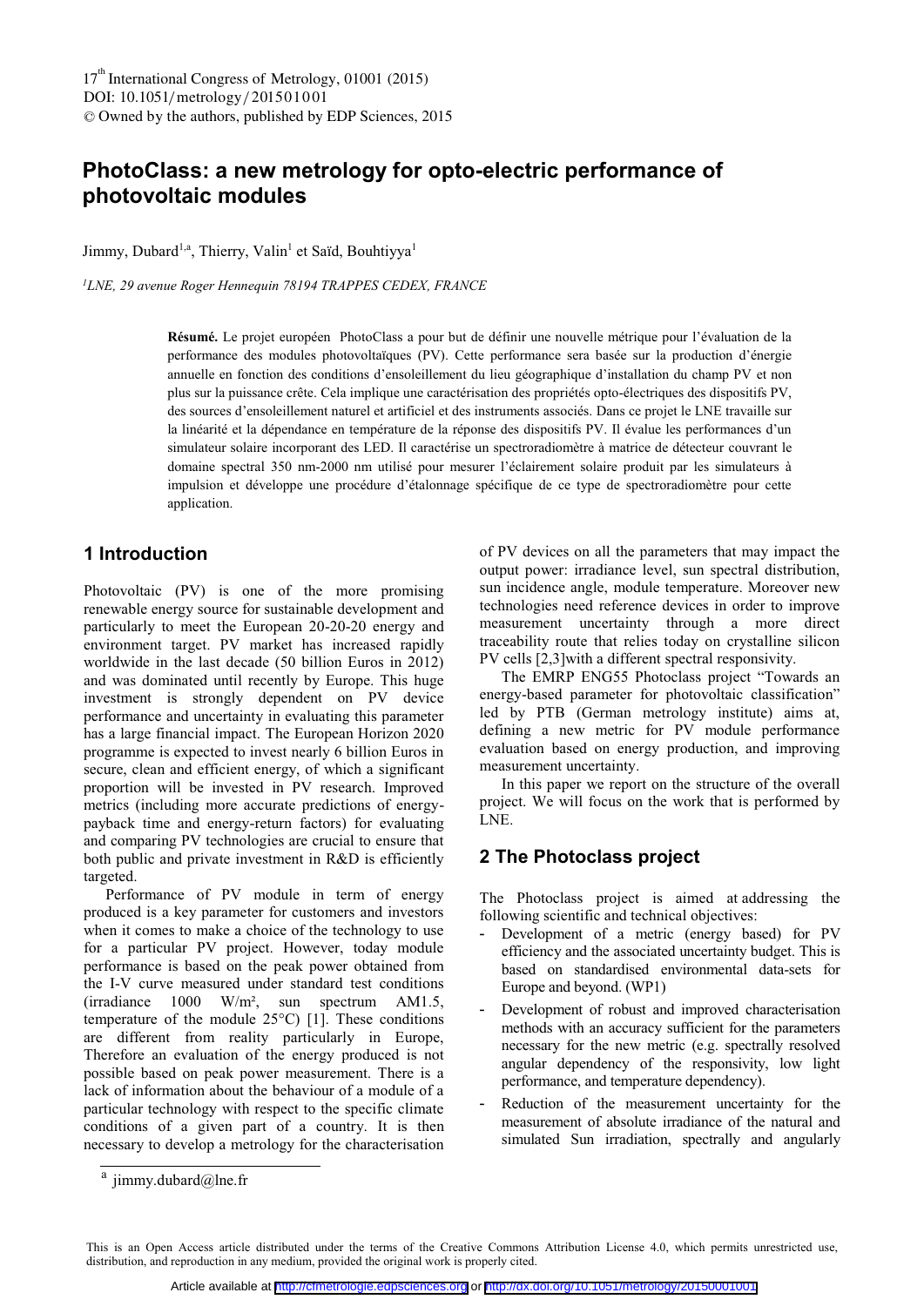# PhotoClass: a new metrology for opto-electric performance of photovoltaic modules

Jimmy, Dubard[1,a], Thierry, Valin[1] et Saïd, Bouhtiyya[1]

[1]LNE, 29 avenue Roger Hennequin 78194 TRAPPES CEDEX, FRANCE

**Résumé.** Le projet européen PhotoClass a pour but de définir une nouvelle métrique pour l'évaluation de la performance des modules photovoltaïques (PV). Cette performance sera basée sur la production d'énergie annuelle en fonction des conditions d'ensoleillement du lieu géographique d'installation du champ PV et non plus sur la puissance crête. Cela implique une caractérisation des propriétés opto-électriques des dispositifs PV, des sources d'ensoleillement naturel et artificiel et des instruments associés. Dans ce projet le LNE travaille sur la linéarité et la dépendance en température de la réponse des dispositifs PV. Il évalue les performances d'un simulateur solaire incorporant des LED. Il caractérise un spectroradiomètre à matrice de détecteur couvrant le domaine spectral 350 nm-2000 nm utilisé pour mesurer l'éclairement solaire produit par les simulateurs à impulsion et développe une procédure d'étalonnage spécifique de ce type de spectroradiomètre pour cette application.

## 1 Introduction

Photovoltaic (PV) is one of the more promising renewable energy source for sustainable development and particularly to meet the European 20-20-20 energy and environment target. PV market has increased rapidly worldwide in the last decade (50 billion Euros in 2012) and was dominated until recently by Europe. This huge investment is strongly dependent on PV device performance and uncertainty in evaluating this parameter has a large financial impact. The European Horizon 2020 programme is expected to invest nearly 6 billion Euros in secure, clean and efficient energy, of which a significant proportion will be invested in PV research. Improved metrics (including more accurate predictions of energy-payback time and energy-return factors) for evaluating and comparing PV technologies are crucial to ensure that both public and private investment in R&D is efficiently targeted.

Performance of PV module in term of energy produced is a key parameter for customers and investors when it comes to make a choice of the technology to use for a particular PV project. However, today module performance is based on the peak power obtained from the I-V curve measured under standard test conditions (irradiance 1000 W/m², sun spectrum AM1.5, temperature of the module 25°C) [1]. These conditions are different from reality particularly in Europe, Therefore an evaluation of the energy produced is not possible based on peak power measurement. There is a lack of information about the behaviour of a module of a particular technology with respect to the specific climate conditions of a given part of a country. It is then necessary to develop a metrology for the characterisation of PV devices on all the parameters that may impact the output power: irradiance level, sun spectral distribution, sun incidence angle, module temperature. Moreover new technologies need reference devices in order to improve measurement uncertainty through a more direct traceability route that relies today on crystalline silicon PV cells [2,3]with a different spectral responsivity.

The EMRP ENG55 Photoclass project "Towards an energy-based parameter for photovoltaic classification" led by PTB (German metrology institute) aims at, defining a new metric for PV module performance evaluation based on energy production, and improving measurement uncertainty.

In this paper we report on the structure of the overall project. We will focus on the work that is performed by LNE.

## 2 The Photoclass project

The Photoclass project is aimed at addressing the following scientific and technical objectives:

- Development of a metric (energy based) for PV efficiency and the associated uncertainty budget. This is based on standardised environmental data-sets for Europe and beyond. (WP1)
- Development of robust and improved characterisation methods with an accuracy sufficient for the parameters necessary for the new metric (e.g. spectrally resolved angular dependency of the responsivity, low light performance, and temperature dependency).
- Reduction of the measurement uncertainty for the measurement of absolute irradiance of the natural and simulated Sun irradiation, spectrally and angularly

[a] jimmy.dubard@lne.fr

This is an Open Access article distributed under the terms of the Creative Commons Attribution License 4.0, which permits unrestricted use, distribution, and reproduction in any medium, provided the original work is properly cited.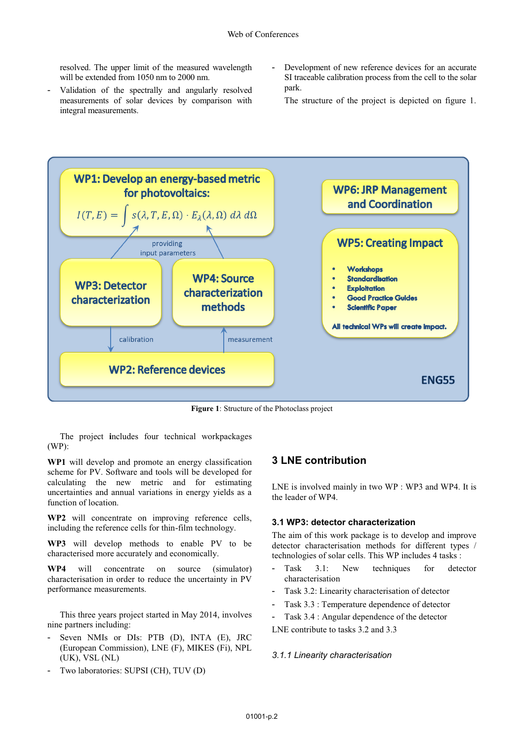resolved. The upper limit of the measured wavelength will be extended from 1050 nm to 2000 nm.

- Validation of the spectrally and angularly resolved measurements of solar devices by comparison with integral measurements.
- Development of new reference devices for an accurate SI traceable calibration process from the cell to the solar park.

The structure of the project is depicted on figure 1.

WP1: Develop an energy-based metric for photovoltaics:

$$I(T,E) = \int s(\lambda, T, E, \Omega) \cdot E_\lambda(\lambda, \Omega)\, d\lambda\, d\Omega$$

providing input parameters

WP3: Detector characterization

WP4: Source characterization methods

calibration

measurement

WP2: Reference devices

WP6: JRP Management and Coordination

WP5: Creating Impact

- Workshops
- Standardisation
- Exploitation
- Good Practice Guides
- Scientific Paper

All technical WPs will create impact.

ENG55

**Figure 1**: Structure of the Photoclass project

The project includes four technical workpackages (WP):

**WP1** will develop and promote an energy classification scheme for PV. Software and tools will be developed for calculating the new metric and for estimating uncertainties and annual variations in energy yields as a function of location.

**WP2** will concentrate on improving reference cells, including the reference cells for thin-film technology.

**WP3** will develop methods to enable PV to be characterised more accurately and economically.

**WP4** will concentrate on source (simulator) characterisation in order to reduce the uncertainty in PV performance measurements.

This three years project started in May 2014, involves nine partners including:

- Seven NMIs or DIs: PTB (D), INTA (E), JRC (European Commission), LNE (F), MIKES (Fi), NPL (UK), VSL (NL)
- Two laboratories: SUPSI (CH), TUV (D)

## 3 LNE contribution

LNE is involved mainly in two WP : WP3 and WP4. It is the leader of WP4.

### 3.1 WP3: detector characterization

The aim of this work package is to develop and improve detector characterisation methods for different types / technologies of solar cells. This WP includes 4 tasks :

- Task 3.1: New techniques for detector characterisation
- Task 3.2: Linearity characterisation of detector
- Task 3.3 : Temperature dependence of detector
- Task 3.4 : Angular dependence of the detector

LNE contribute to tasks 3.2 and 3.3

#### *3.1.1 Linearity characterisation*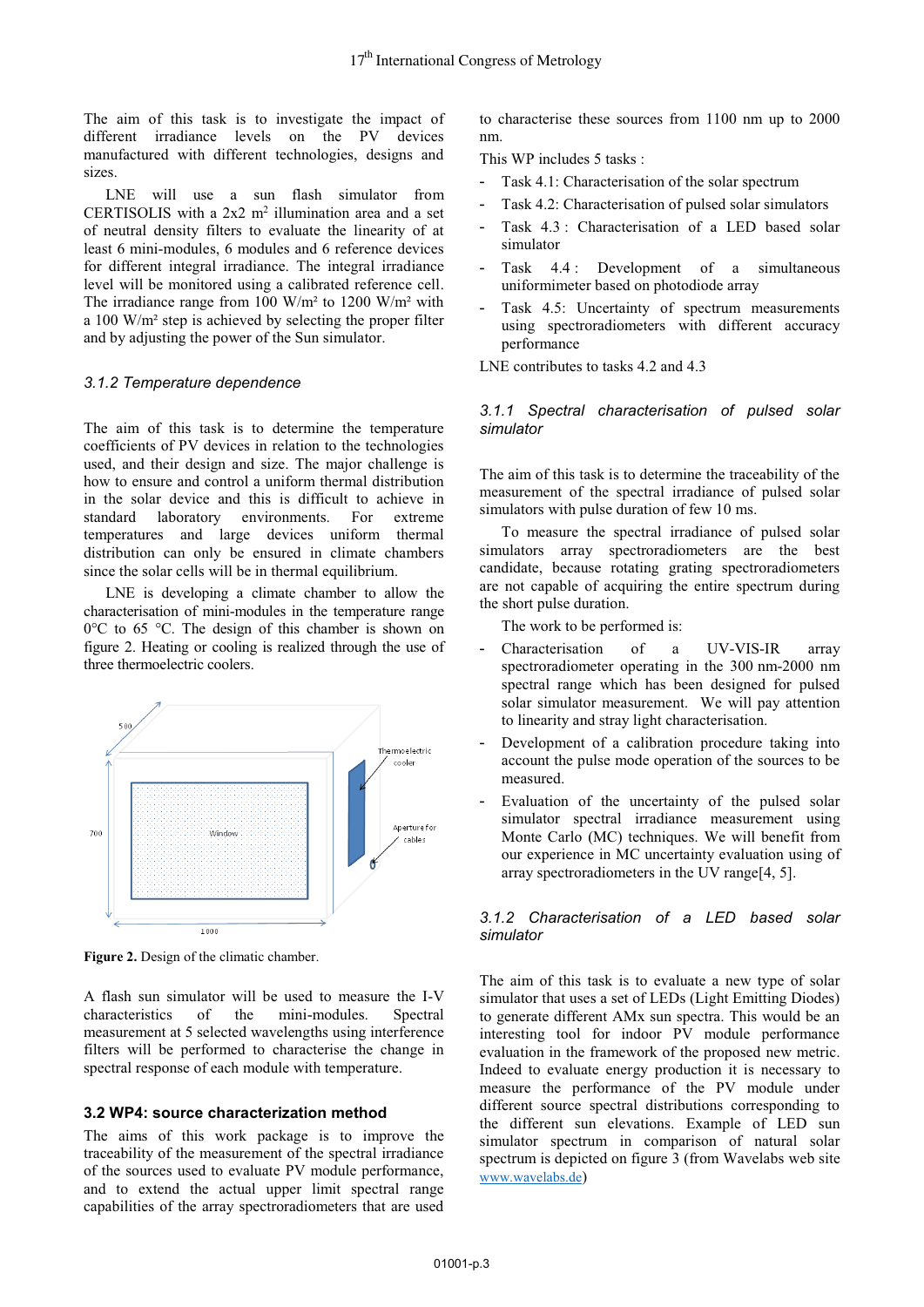The aim of this task is to investigate the impact of different irradiance levels on the PV devices manufactured with different technologies, designs and sizes.

LNE will use a sun flash simulator from CERTISOLIS with a 2x2 $m^2$ illumination area and a set of neutral density filters to evaluate the linearity of at least 6 mini-modules, 6 modules and 6 reference devices for different integral irradiance. The integral irradiance level will be monitored using a calibrated reference cell. The irradiance range from 100 W/m² to 1200 W/m² with a 100 W/m² step is achieved by selecting the proper filter and by adjusting the power of the Sun simulator.

### *3.1.2 Temperature dependence*

The aim of this task is to determine the temperature coefficients of PV devices in relation to the technologies used, and their design and size. The major challenge is how to ensure and control a uniform thermal distribution in the solar device and this is difficult to achieve in standard laboratory environments. For extreme temperatures and large devices uniform thermal distribution can only be ensured in climate chambers since the solar cells will be in thermal equilibrium.

LNE is developing a climate chamber to allow the characterisation of mini-modules in the temperature range 0°C to 65 °C. The design of this chamber is shown on figure 2. Heating or cooling is realized through the use of three thermoelectric coolers.

**Figure 2.** Design of the climatic chamber.

A flash sun simulator will be used to measure the I-V characteristics of the mini-modules. Spectral measurement at 5 selected wavelengths using interference filters will be performed to characterise the change in spectral response of each module with temperature.

### 3.2 WP4: source characterization method

The aims of this work package is to improve the traceability of the measurement of the spectral irradiance of the sources used to evaluate PV module performance, and to extend the actual upper limit spectral range capabilities of the array spectroradiometers that are used to characterise these sources from 1100 nm up to 2000 nm.

This WP includes 5 tasks :

- Task 4.1: Characterisation of the solar spectrum
- Task 4.2: Characterisation of pulsed solar simulators
- Task 4.3 : Characterisation of a LED based solar simulator
- Task 4.4 : Development of a simultaneous uniformimeter based on photodiode array
- Task 4.5: Uncertainty of spectrum measurements using spectroradiometers with different accuracy performance

LNE contributes to tasks 4.2 and 4.3

### *3.1.1 Spectral characterisation of pulsed solar simulator*

The aim of this task is to determine the traceability of the measurement of the spectral irradiance of pulsed solar simulators with pulse duration of few 10 ms.

To measure the spectral irradiance of pulsed solar simulators array spectroradiometers are the best candidate, because rotating grating spectroradiometers are not capable of acquiring the entire spectrum during the short pulse duration.

The work to be performed is:

- Characterisation of a UV-VIS-IR array spectroradiometer operating in the 300 nm-2000 nm spectral range which has been designed for pulsed solar simulator measurement. We will pay attention to linearity and stray light characterisation.
- Development of a calibration procedure taking into account the pulse mode operation of the sources to be measured.
- Evaluation of the uncertainty of the pulsed solar simulator spectral irradiance measurement using Monte Carlo (MC) techniques. We will benefit from our experience in MC uncertainty evaluation using of array spectroradiometers in the UV range[4, 5].

### *3.1.2 Characterisation of a LED based solar simulator*

The aim of this task is to evaluate a new type of solar simulator that uses a set of LEDs (Light Emitting Diodes) to generate different AMx sun spectra. This would be an interesting tool for indoor PV module performance evaluation in the framework of the proposed new metric. Indeed to evaluate energy production it is necessary to measure the performance of the PV module under different source spectral distributions corresponding to the different sun elevations. Example of LED sun simulator spectrum in comparison of natural solar spectrum is depicted on figure 3 (from Wavelabs web site www.wavelabs.de)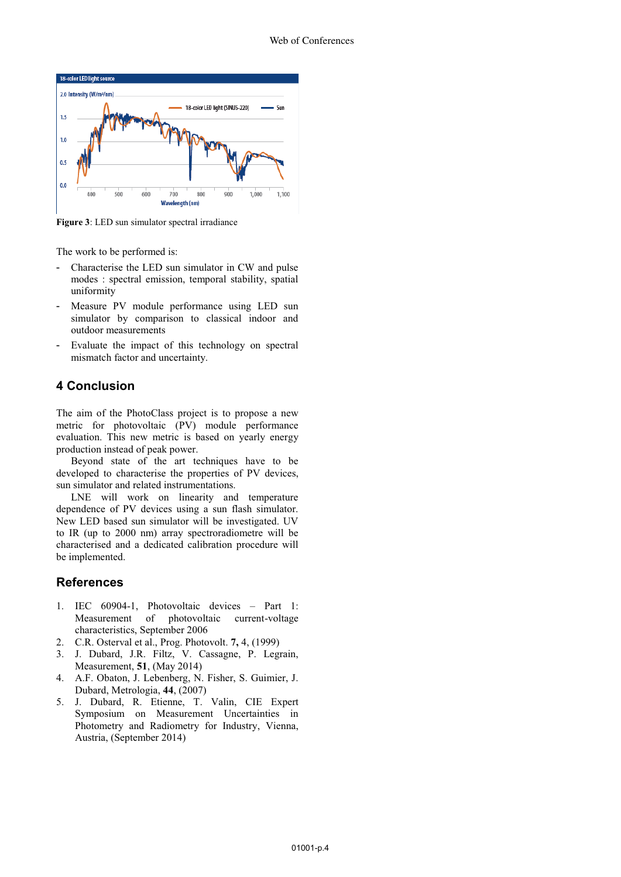18-color LED light source

2.0 Intensity (W/m²/nm)

18-color LED light (SINUS-220)

Sun

1.5

1.0

0.5

0.0

400 500 600 700 800 900 1,000 1,100

Wavelength (nm)

**Figure 3**: LED sun simulator spectral irradiance

The work to be performed is:

- Characterise the LED sun simulator in CW and pulse modes : spectral emission, temporal stability, spatial uniformity
- Measure PV module performance using LED sun simulator by comparison to classical indoor and outdoor measurements
- Evaluate the impact of this technology on spectral mismatch factor and uncertainty.

## 4 Conclusion

The aim of the PhotoClass project is to propose a new metric for photovoltaic (PV) module performance evaluation. This new metric is based on yearly energy production instead of peak power.

Beyond state of the art techniques have to be developed to characterise the properties of PV devices, sun simulator and related instrumentations.

LNE will work on linearity and temperature dependence of PV devices using a sun flash simulator. New LED based sun simulator will be investigated. UV to IR (up to 2000 nm) array spectroradiometre will be characterised and a dedicated calibration procedure will be implemented.

## References

1. IEC 60904-1, Photovoltaic devices – Part 1: Measurement of photovoltaic current-voltage characteristics, September 2006
2. C.R. Osterval et al., Prog. Photovolt. **7,** 4, (1999)
3. J. Dubard, J.R. Filtz, V. Cassagne, P. Legrain, Measurement, **51**, (May 2014)
4. A.F. Obaton, J. Lebenberg, N. Fisher, S. Guimier, J. Dubard, Metrologia, **44**, (2007)
5. J. Dubard, R. Etienne, T. Valin, CIE Expert Symposium on Measurement Uncertainties in Photometry and Radiometry for Industry, Vienna, Austria, (September 2014)